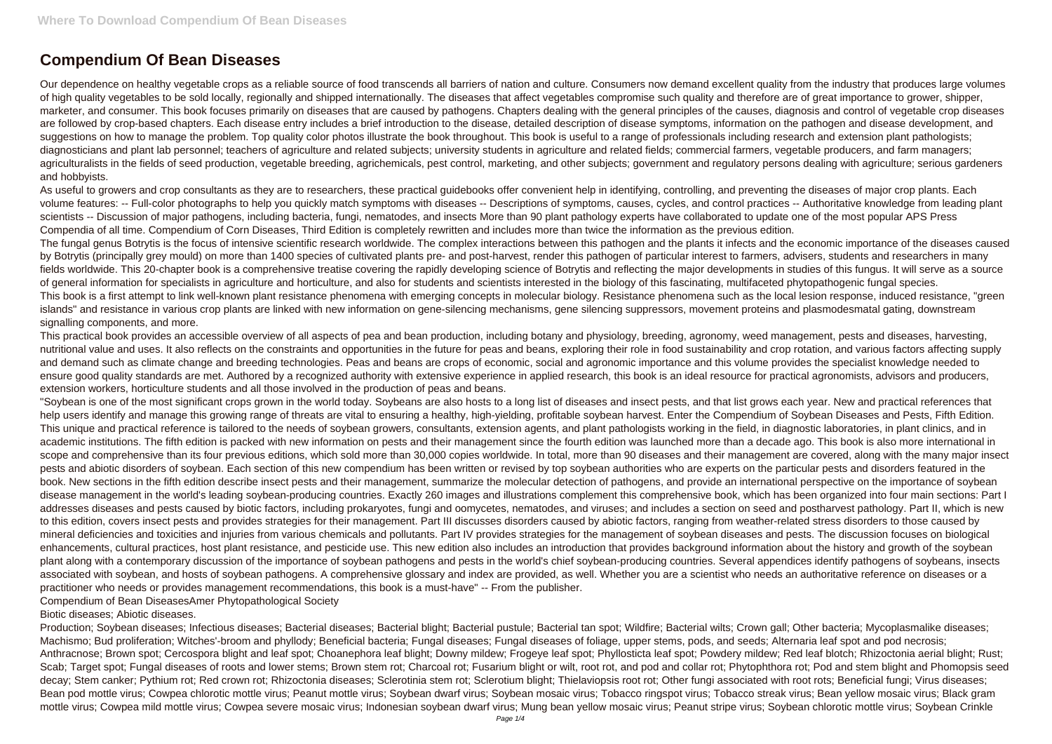# Compendium Of Bean Diseases

Our dependence on healthy vegetable crops as a reliable source of food transcends all barriers of nation and culture. Consumers now demand excellent quality from the industry that produces large volumes of high quality vegetables to be sold locally, regionally and shipped internationally. The diseases that affect vegetables compromise such quality and therefore are of great importance to grower, shipper, marketer, and consumer. This book focuses primarily on diseases that are caused by pathogens. Chapters dealing with the general principles of the causes, diagnosis and control of vegetable crop diseases are followed by crop-based chapters. Each disease entry includes a brief introduction to the disease, detailed description of disease symptoms, information on the pathogen and disease development, and suggestions on how to manage the problem. Top quality color photos illustrate the book throughout. This book is useful to a range of professionals including research and extension plant pathologists; diagnosticians and plant lab personnel; teachers of agriculture and related subjects; university students in agriculture and related fields; commercial farmers, vegetable producers, and farm managers; agriculturalists in the fields of seed production, vegetable breeding, agrichemicals, pest control, marketing, and other subjects; government and regulatory persons dealing with agriculture; serious gardeners and hobbyists.

As useful to growers and crop consultants as they are to researchers, these practical guidebooks offer convenient help in identifying, controlling, and preventing the diseases of major crop plants. Each volume features: -- Full-color photographs to help you quickly match symptoms with diseases -- Descriptions of symptoms, causes, cycles, and control practices -- Authoritative knowledge from leading plant scientists -- Discussion of major pathogens, including bacteria, fungi, nematodes, and insects More than 90 plant pathology experts have collaborated to update one of the most popular APS Press Compendia of all time. Compendium of Corn Diseases, Third Edition is completely rewritten and includes more than twice the information as the previous edition.

The fungal genus Botrytis is the focus of intensive scientific research worldwide. The complex interactions between this pathogen and the plants it infects and the economic importance of the diseases caused by Botrytis (principally grey mould) on more than 1400 species of cultivated plants pre- and post-harvest, render this pathogen of particular interest to farmers, advisers, students and researchers in many fields worldwide. This 20-chapter book is a comprehensive treatise covering the rapidly developing science of Botrytis and reflecting the major developments in studies of this fungus. It will serve as a source of general information for specialists in agriculture and horticulture, and also for students and scientists interested in the biology of this fascinating, multifaceted phytopathogenic fungal species.

This book is a first attempt to link well-known plant resistance phenomena with emerging concepts in molecular biology. Resistance phenomena such as the local lesion response, induced resistance, "green islands" and resistance in various crop plants are linked with new information on gene-silencing mechanisms, gene silencing suppressors, movement proteins and plasmodesmatal gating, downstream signalling components, and more.

This practical book provides an accessible overview of all aspects of pea and bean production, including botany and physiology, breeding, agronomy, weed management, pests and diseases, harvesting, nutritional value and uses. It also reflects on the constraints and opportunities in the future for peas and beans, exploring their role in food sustainability and crop rotation, and various factors affecting supply and demand such as climate change and breeding technologies. Peas and beans are crops of economic, social and agronomic importance and this volume provides the specialist knowledge needed to ensure good quality standards are met. Authored by a recognized authority with extensive experience in applied research, this book is an ideal resource for practical agronomists, advisors and producers, extension workers, horticulture students and all those involved in the production of peas and beans.

"Soybean is one of the most significant crops grown in the world today. Soybeans are also hosts to a long list of diseases and insect pests, and that list grows each year. New and practical references that help users identify and manage this growing range of threats are vital to ensuring a healthy, high-yielding, profitable soybean harvest. Enter the Compendium of Soybean Diseases and Pests, Fifth Edition. This unique and practical reference is tailored to the needs of soybean growers, consultants, extension agents, and plant pathologists working in the field, in diagnostic laboratories, in plant clinics, and in academic institutions. The fifth edition is packed with new information on pests and their management since the fourth edition was launched more than a decade ago. This book is also more international in scope and comprehensive than its four previous editions, which sold more than 30,000 copies worldwide. In total, more than 90 diseases and their management are covered, along with the many major insect pests and abiotic disorders of soybean. Each section of this new compendium has been written or revised by top soybean authorities who are experts on the particular pests and disorders featured in the book. New sections in the fifth edition describe insect pests and their management, summarize the molecular detection of pathogens, and provide an international perspective on the importance of soybean disease management in the world's leading soybean-producing countries. Exactly 260 images and illustrations complement this comprehensive book, which has been organized into four main sections: Part I addresses diseases and pests caused by biotic factors, including prokaryotes, fungi and oomycetes, nematodes, and viruses; and includes a section on seed and postharvest pathology. Part II, which is new to this edition, covers insect pests and provides strategies for their management. Part III discusses disorders caused by abiotic factors, ranging from weather-related stress disorders to those caused by mineral deficiencies and toxicities and injuries from various chemicals and pollutants. Part IV provides strategies for the management of soybean diseases and pests. The discussion focuses on biological enhancements, cultural practices, host plant resistance, and pesticide use. This new edition also includes an introduction that provides background information about the history and growth of the soybean plant along with a contemporary discussion of the importance of soybean pathogens and pests in the world's chief soybean-producing countries. Several appendices identify pathogens of soybeans, insects associated with soybean, and hosts of soybean pathogens. A comprehensive glossary and index are provided, as well. Whether you are a scientist who needs an authoritative reference on diseases or a practitioner who needs or provides management recommendations, this book is a must-have" -- From the publisher.

Compendium of Bean DiseasesAmer Phytopathological Society

Biotic diseases; Abiotic diseases.

Production; Soybean diseases; Infectious diseases; Bacterial diseases; Bacterial blight; Bacterial pustule; Bacterial tan spot; Wildfire; Bacterial wilts; Crown gall; Other bacteria; Mycoplasmalike diseases; Machismo; Bud proliferation; Witches'-broom and phyllody; Beneficial bacteria; Fungal diseases; Fungal diseases of foliage, upper stems, pods, and seeds; Alternaria leaf spot and pod necrosis; Anthracnose; Brown spot; Cercospora blight and leaf spot; Choanephora leaf blight; Downy mildew; Frogeye leaf spot; Phyllosticta leaf spot; Powdery mildew; Red leaf blotch; Rhizoctonia aerial blight; Rust; Scab; Target spot; Fungal diseases of roots and lower stems; Brown stem rot; Charcoal rot; Fusarium blight or wilt, root rot, and pod and collar rot; Phytophthora rot; Pod and stem blight and Phomopsis seed decay; Stem canker; Pythium rot; Red crown rot; Rhizoctonia diseases; Sclerotinia stem rot; Sclerotium blight; Thielaviopsis root rot; Other fungi associated with root rots; Beneficial fungi; Virus diseases; Bean pod mottle virus; Cowpea chlorotic mottle virus; Peanut mottle virus; Soybean dwarf virus; Soybean mosaic virus; Tobacco ringspot virus; Tobacco streak virus; Bean yellow mosaic virus; Black gram mottle virus; Cowpea mild mottle virus; Cowpea severe mosaic virus; Indonesian soybean dwarf virus; Mung bean yellow mosaic virus; Peanut stripe virus; Soybean chlorotic mottle virus; Soybean Crinkle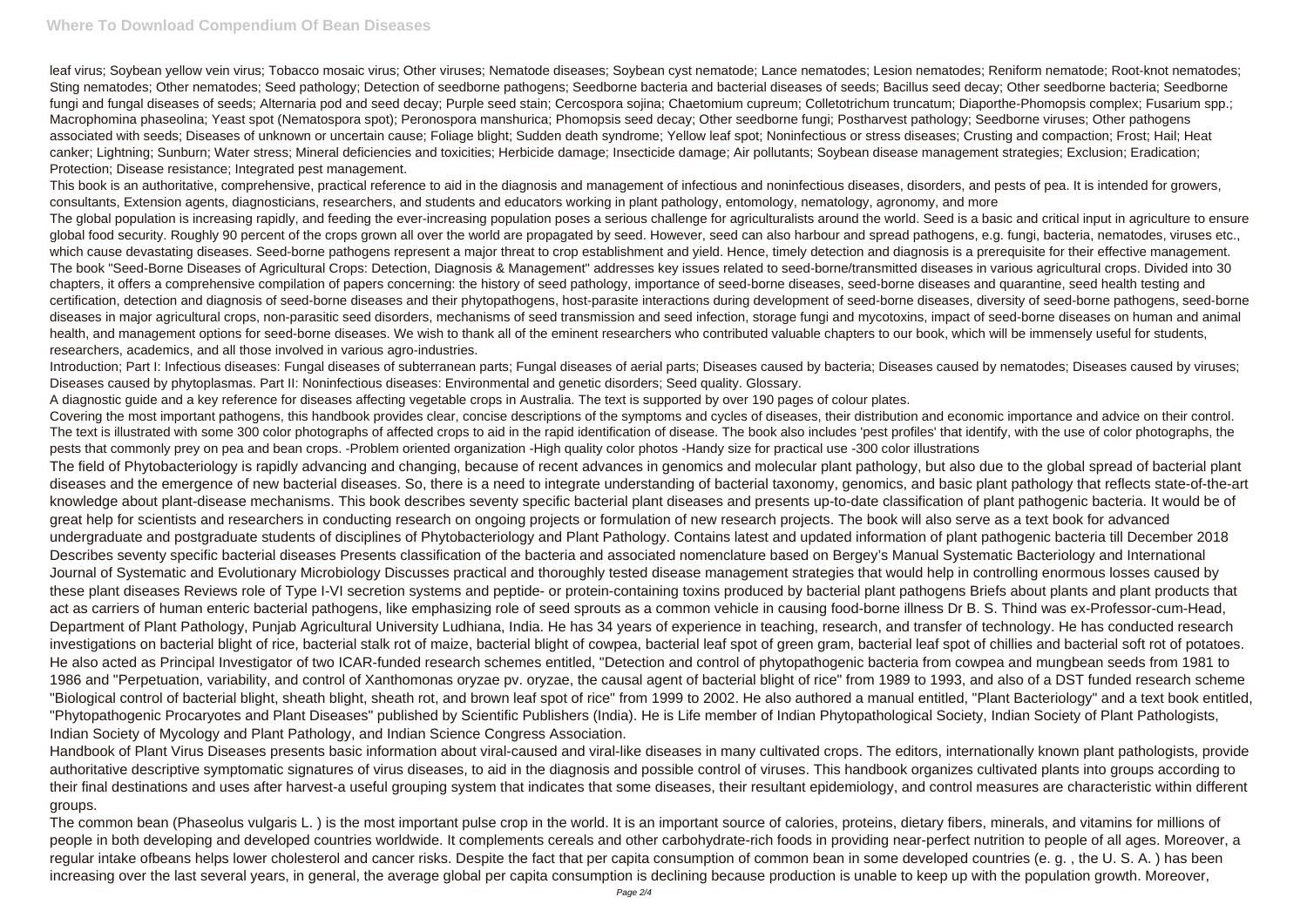leaf virus; Soybean yellow vein virus; Tobacco mosaic virus; Other viruses; Nematode diseases; Soybean cyst nematode; Lance nematodes; Lesion nematodes; Reniform nematode; Root-knot nematodes; Sting nematodes; Other nematodes; Seed pathology; Detection of seedborne pathogens; Seedborne bacteria and bacterial diseases of seeds; Bacillus seed decay; Other seedborne bacteria; Seedborne fungi and fungal diseases of seeds; Alternaria pod and seed decay; Purple seed stain; Cercospora sojina; Chaetomium cupreum; Colletotrichum truncatum; Diaporthe-Phomopsis complex; Fusarium spp.; Macrophomina phaseolina; Yeast spot (Nematospora spot); Peronospora manshurica; Phomopsis seed decay; Other seedborne fungi; Postharvest pathology; Seedborne viruses; Other pathogens associated with seeds; Diseases of unknown or uncertain cause; Foliage blight; Sudden death syndrome; Yellow leaf spot; Noninfectious or stress diseases; Crusting and compaction; Frost; Hail; Heat canker; Lightning; Sunburn; Water stress; Mineral deficiencies and toxicities; Herbicide damage; Insecticide damage; Air pollutants; Soybean disease management strategies; Exclusion; Eradication; Protection; Disease resistance; Integrated pest management.

This book is an authoritative, comprehensive, practical reference to aid in the diagnosis and management of infectious and noninfectious diseases, disorders, and pests of pea. It is intended for growers, consultants, Extension agents, diagnosticians, researchers, and students and educators working in plant pathology, entomology, nematology, agronomy, and more

The global population is increasing rapidly, and feeding the ever-increasing population poses a serious challenge for agriculturalists around the world. Seed is a basic and critical input in agriculture to ensure global food security. Roughly 90 percent of the crops grown all over the world are propagated by seed. However, seed can also harbour and spread pathogens, e.g. fungi, bacteria, nematodes, viruses etc., which cause devastating diseases. Seed-borne pathogens represent a major threat to crop establishment and yield. Hence, timely detection and diagnosis is a prerequisite for their effective management. The book "Seed-Borne Diseases of Agricultural Crops: Detection, Diagnosis & Management" addresses key issues related to seed-borne/transmitted diseases in various agricultural crops. Divided into 30 chapters, it offers a comprehensive compilation of papers concerning: the history of seed pathology, importance of seed-borne diseases, seed-borne diseases and quarantine, seed health testing and certification, detection and diagnosis of seed-borne diseases and their phytopathogens, host-parasite interactions during development of seed-borne diseases, diversity of seed-borne pathogens, seed-borne diseases in major agricultural crops, non-parasitic seed disorders, mechanisms of seed transmission and seed infection, storage fungi and mycotoxins, impact of seed-borne diseases on human and animal health, and management options for seed-borne diseases. We wish to thank all of the eminent researchers who contributed valuable chapters to our book, which will be immensely useful for students, researchers, academics, and all those involved in various agro-industries.

Introduction; Part I: Infectious diseases: Fungal diseases of subterranean parts; Fungal diseases of aerial parts; Diseases caused by bacteria; Diseases caused by nematodes; Diseases caused by viruses; Diseases caused by phytoplasmas. Part II: Noninfectious diseases: Environmental and genetic disorders; Seed quality. Glossary.

A diagnostic guide and a key reference for diseases affecting vegetable crops in Australia. The text is supported by over 190 pages of colour plates.

Covering the most important pathogens, this handbook provides clear, concise descriptions of the symptoms and cycles of diseases, their distribution and economic importance and advice on their control. The text is illustrated with some 300 color photographs of affected crops to aid in the rapid identification of disease. The book also includes 'pest profiles' that identify, with the use of color photographs, the pests that commonly prey on pea and bean crops. -Problem oriented organization -High quality color photos -Handy size for practical use -300 color illustrations

The field of Phytobacteriology is rapidly advancing and changing, because of recent advances in genomics and molecular plant pathology, but also due to the global spread of bacterial plant diseases and the emergence of new bacterial diseases. So, there is a need to integrate understanding of bacterial taxonomy, genomics, and basic plant pathology that reflects state-of-the-art knowledge about plant-disease mechanisms. This book describes seventy specific bacterial plant diseases and presents up-to-date classification of plant pathogenic bacteria. It would be of great help for scientists and researchers in conducting research on ongoing projects or formulation of new research projects. The book will also serve as a text book for advanced undergraduate and postgraduate students of disciplines of Phytobacteriology and Plant Pathology. Contains latest and updated information of plant pathogenic bacteria till December 2018 Describes seventy specific bacterial diseases Presents classification of the bacteria and associated nomenclature based on Bergey's Manual Systematic Bacteriology and International Journal of Systematic and Evolutionary Microbiology Discusses practical and thoroughly tested disease management strategies that would help in controlling enormous losses caused by these plant diseases Reviews role of Type I-VI secretion systems and peptide- or protein-containing toxins produced by bacterial plant pathogens Briefs about plants and plant products that act as carriers of human enteric bacterial pathogens, like emphasizing role of seed sprouts as a common vehicle in causing food-borne illness Dr B. S. Thind was ex-Professor-cum-Head, Department of Plant Pathology, Punjab Agricultural University Ludhiana, India. He has 34 years of experience in teaching, research, and transfer of technology. He has conducted research investigations on bacterial blight of rice, bacterial stalk rot of maize, bacterial blight of cowpea, bacterial leaf spot of green gram, bacterial leaf spot of chillies and bacterial soft rot of potatoes. He also acted as Principal Investigator of two ICAR-funded research schemes entitled, "Detection and control of phytopathogenic bacteria from cowpea and mungbean seeds from 1981 to 1986 and "Perpetuation, variability, and control of Xanthomonas oryzae pv. oryzae, the causal agent of bacterial blight of rice" from 1989 to 1993, and also of a DST funded research scheme "Biological control of bacterial blight, sheath blight, sheath rot, and brown leaf spot of rice" from 1999 to 2002. He also authored a manual entitled, "Plant Bacteriology" and a text book entitled, "Phytopathogenic Procaryotes and Plant Diseases" published by Scientific Publishers (India). He is Life member of Indian Phytopathological Society, Indian Society of Plant Pathologists, Indian Society of Mycology and Plant Pathology, and Indian Science Congress Association.

Handbook of Plant Virus Diseases presents basic information about viral-caused and viral-like diseases in many cultivated crops. The editors, internationally known plant pathologists, provide authoritative descriptive symptomatic signatures of virus diseases, to aid in the diagnosis and possible control of viruses. This handbook organizes cultivated plants into groups according to their final destinations and uses after harvest-a useful grouping system that indicates that some diseases, their resultant epidemiology, and control measures are characteristic within different groups.

The common bean (Phaseolus vulgaris L. ) is the most important pulse crop in the world. It is an important source of calories, proteins, dietary fibers, minerals, and vitamins for millions of people in both developing and developed countries worldwide. It complements cereals and other carbohydrate-rich foods in providing near-perfect nutrition to people of all ages. Moreover, a regular intake ofbeans helps lower cholesterol and cancer risks. Despite the fact that per capita consumption of common bean in some developed countries (e. g. , the U. S. A. ) has been increasing over the last several years, in general, the average global per capita consumption is declining because production is unable to keep up with the population growth. Moreover,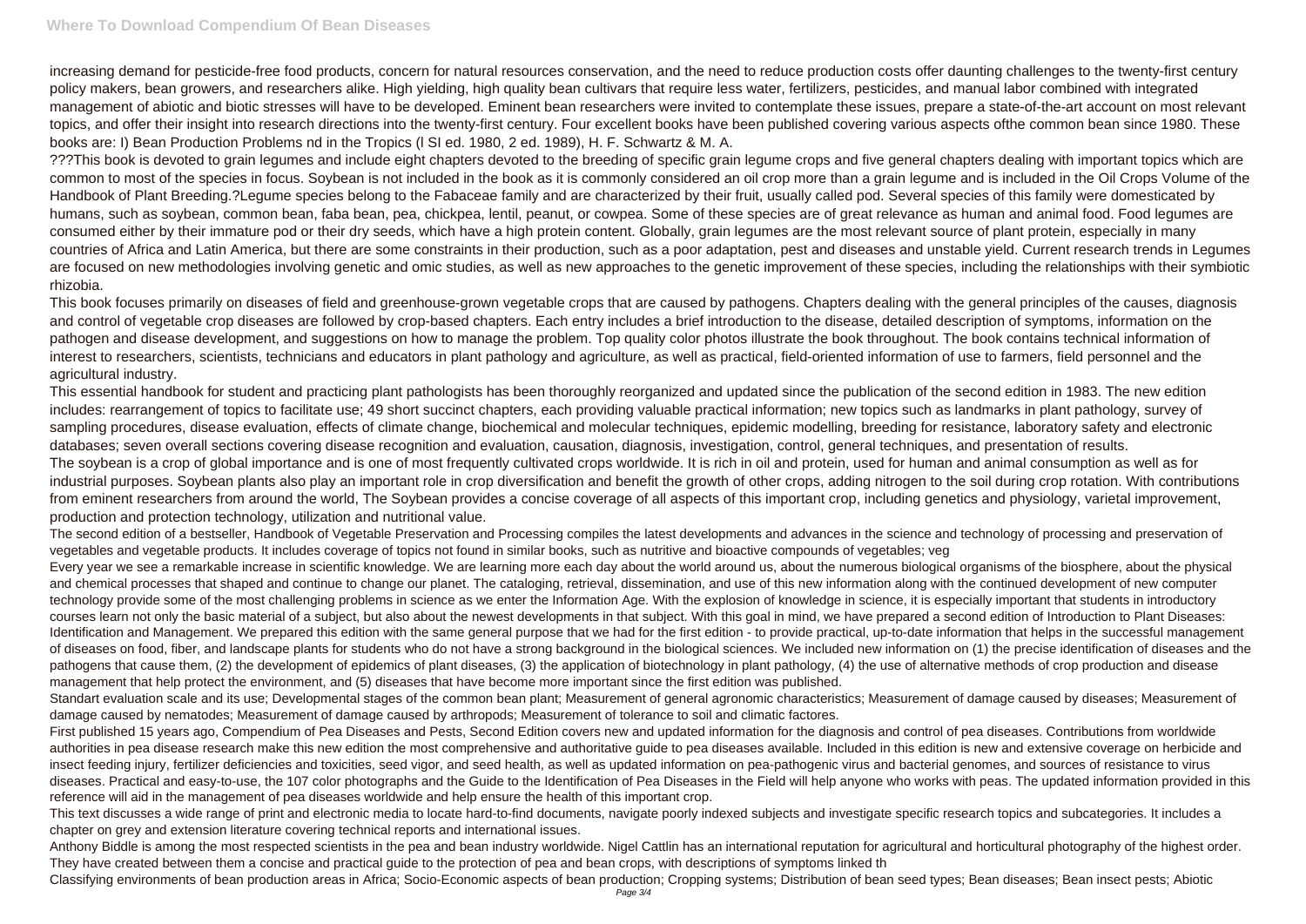increasing demand for pesticide-free food products, concern for natural resources conservation, and the need to reduce production costs offer daunting challenges to the twenty-first century policy makers, bean growers, and researchers alike. High yielding, high quality bean cultivars that require less water, fertilizers, pesticides, and manual labor combined with integrated management of abiotic and biotic stresses will have to be developed. Eminent bean researchers were invited to contemplate these issues, prepare a state-of-the-art account on most relevant topics, and offer their insight into research directions into the twenty-first century. Four excellent books have been published covering various aspects ofthe common bean since 1980. These books are: I) Bean Production Problems nd in the Tropics (l SI ed. 1980, 2 ed. 1989), H. F. Schwartz & M. A.

???This book is devoted to grain legumes and include eight chapters devoted to the breeding of specific grain legume crops and five general chapters dealing with important topics which are common to most of the species in focus. Soybean is not included in the book as it is commonly considered an oil crop more than a grain legume and is included in the Oil Crops Volume of the Handbook of Plant Breeding.?Legume species belong to the Fabaceae family and are characterized by their fruit, usually called pod. Several species of this family were domesticated by humans, such as soybean, common bean, faba bean, pea, chickpea, lentil, peanut, or cowpea. Some of these species are of great relevance as human and animal food. Food legumes are consumed either by their immature pod or their dry seeds, which have a high protein content. Globally, grain legumes are the most relevant source of plant protein, especially in many countries of Africa and Latin America, but there are some constraints in their production, such as a poor adaptation, pest and diseases and unstable yield. Current research trends in Legumes are focused on new methodologies involving genetic and omic studies, as well as new approaches to the genetic improvement of these species, including the relationships with their symbiotic rhizobia.

This book focuses primarily on diseases of field and greenhouse-grown vegetable crops that are caused by pathogens. Chapters dealing with the general principles of the causes, diagnosis and control of vegetable crop diseases are followed by crop-based chapters. Each entry includes a brief introduction to the disease, detailed description of symptoms, information on the pathogen and disease development, and suggestions on how to manage the problem. Top quality color photos illustrate the book throughout. The book contains technical information of interest to researchers, scientists, technicians and educators in plant pathology and agriculture, as well as practical, field-oriented information of use to farmers, field personnel and the agricultural industry.

This essential handbook for student and practicing plant pathologists has been thoroughly reorganized and updated since the publication of the second edition in 1983. The new edition includes: rearrangement of topics to facilitate use; 49 short succinct chapters, each providing valuable practical information; new topics such as landmarks in plant pathology, survey of sampling procedures, disease evaluation, effects of climate change, biochemical and molecular techniques, epidemic modelling, breeding for resistance, laboratory safety and electronic databases; seven overall sections covering disease recognition and evaluation, causation, diagnosis, investigation, control, general techniques, and presentation of results.

The soybean is a crop of global importance and is one of most frequently cultivated crops worldwide. It is rich in oil and protein, used for human and animal consumption as well as for industrial purposes. Soybean plants also play an important role in crop diversification and benefit the growth of other crops, adding nitrogen to the soil during crop rotation. With contributions from eminent researchers from around the world, The Soybean provides a concise coverage of all aspects of this important crop, including genetics and physiology, varietal improvement, production and protection technology, utilization and nutritional value.

The second edition of a bestseller, Handbook of Vegetable Preservation and Processing compiles the latest developments and advances in the science and technology of processing and preservation of vegetables and vegetable products. It includes coverage of topics not found in similar books, such as nutritive and bioactive compounds of vegetables; veg

Every year we see a remarkable increase in scientific knowledge. We are learning more each day about the world around us, about the numerous biological organisms of the biosphere, about the physical and chemical processes that shaped and continue to change our planet. The cataloging, retrieval, dissemination, and use of this new information along with the continued development of new computer technology provide some of the most challenging problems in science as we enter the Information Age. With the explosion of knowledge in science, it is especially important that students in introductory courses learn not only the basic material of a subject, but also about the newest developments in that subject. With this goal in mind, we have prepared a second edition of Introduction to Plant Diseases: Identification and Management. We prepared this edition with the same general purpose that we had for the first edition - to provide practical, up-to-date information that helps in the successful management of diseases on food, fiber, and landscape plants for students who do not have a strong background in the biological sciences. We included new information on (1) the precise identification of diseases and the pathogens that cause them, (2) the development of epidemics of plant diseases, (3) the application of biotechnology in plant pathology, (4) the use of alternative methods of crop production and disease management that help protect the environment, and (5) diseases that have become more important since the first edition was published.

Standart evaluation scale and its use; Developmental stages of the common bean plant; Measurement of general agronomic characteristics; Measurement of damage caused by diseases; Measurement of damage caused by nematodes; Measurement of damage caused by arthropods; Measurement of tolerance to soil and climatic factores.

First published 15 years ago, Compendium of Pea Diseases and Pests, Second Edition covers new and updated information for the diagnosis and control of pea diseases. Contributions from worldwide authorities in pea disease research make this new edition the most comprehensive and authoritative guide to pea diseases available. Included in this edition is new and extensive coverage on herbicide and insect feeding injury, fertilizer deficiencies and toxicities, seed vigor, and seed health, as well as updated information on pea-pathogenic virus and bacterial genomes, and sources of resistance to virus diseases. Practical and easy-to-use, the 107 color photographs and the Guide to the Identification of Pea Diseases in the Field will help anyone who works with peas. The updated information provided in this reference will aid in the management of pea diseases worldwide and help ensure the health of this important crop.

This text discusses a wide range of print and electronic media to locate hard-to-find documents, navigate poorly indexed subjects and investigate specific research topics and subcategories. It includes a chapter on grey and extension literature covering technical reports and international issues.

Anthony Biddle is among the most respected scientists in the pea and bean industry worldwide. Nigel Cattlin has an international reputation for agricultural and horticultural photography of the highest order. They have created between them a concise and practical guide to the protection of pea and bean crops, with descriptions of symptoms linked th

Classifying environments of bean production areas in Africa; Socio-Economic aspects of bean production; Cropping systems; Distribution of bean seed types; Bean diseases; Bean insect pests; Abiotic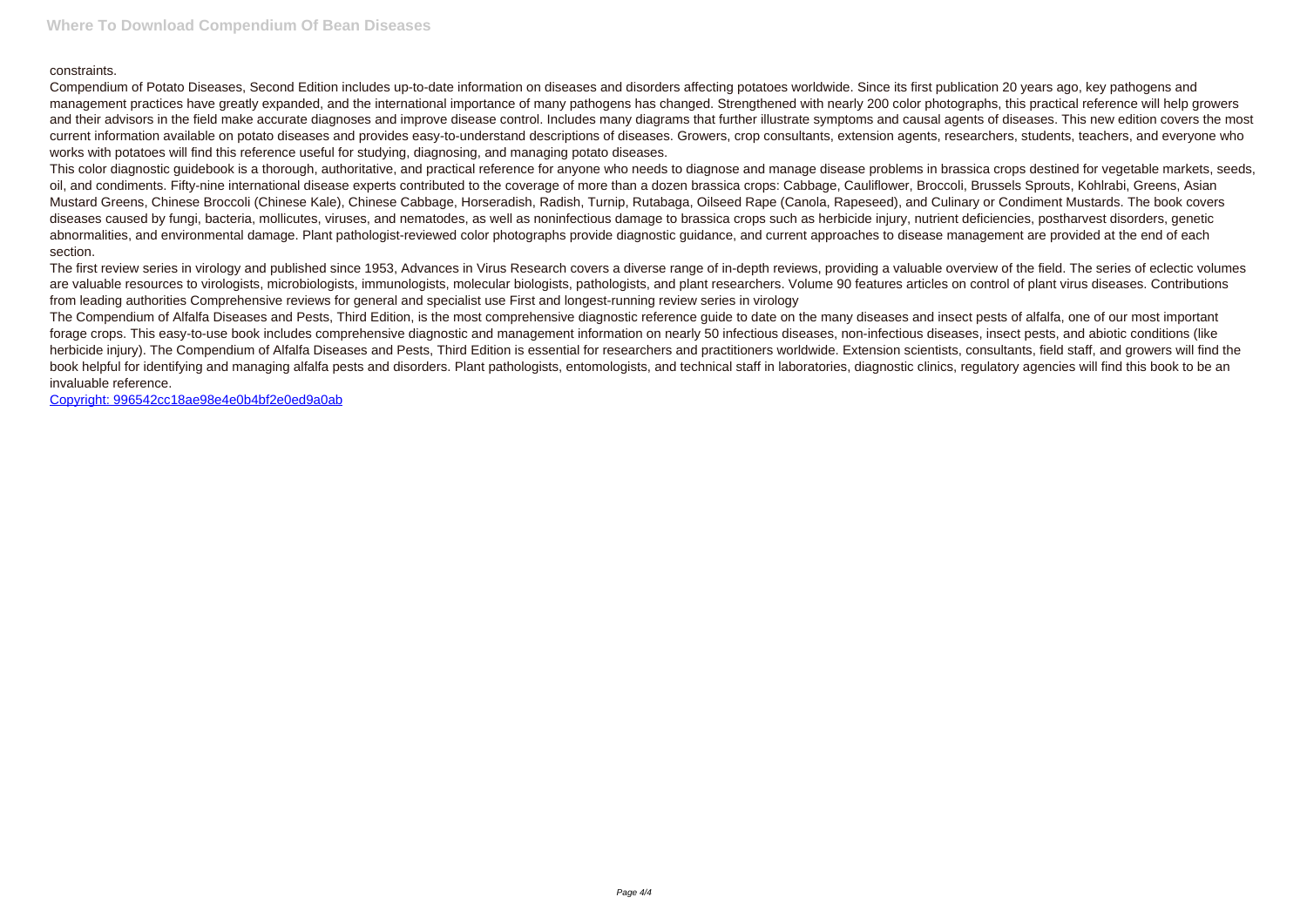constraints.

Compendium of Potato Diseases, Second Edition includes up-to-date information on diseases and disorders affecting potatoes worldwide. Since its first publication 20 years ago, key pathogens and management practices have greatly expanded, and the international importance of many pathogens has changed. Strengthened with nearly 200 color photographs, this practical reference will help growers and their advisors in the field make accurate diagnoses and improve disease control. Includes many diagrams that further illustrate symptoms and causal agents of diseases. This new edition covers the most current information available on potato diseases and provides easy-to-understand descriptions of diseases. Growers, crop consultants, extension agents, researchers, students, teachers, and everyone who works with potatoes will find this reference useful for studying, diagnosing, and managing potato diseases.

This color diagnostic guidebook is a thorough, authoritative, and practical reference for anyone who needs to diagnose and manage disease problems in brassica crops destined for vegetable markets, seeds, oil, and condiments. Fifty-nine international disease experts contributed to the coverage of more than a dozen brassica crops: Cabbage, Cauliflower, Broccoli, Brussels Sprouts, Kohlrabi, Greens, Asian Mustard Greens, Chinese Broccoli (Chinese Kale), Chinese Cabbage, Horseradish, Radish, Turnip, Rutabaga, Oilseed Rape (Canola, Rapeseed), and Culinary or Condiment Mustards. The book covers diseases caused by fungi, bacteria, mollicutes, viruses, and nematodes, as well as noninfectious damage to brassica crops such as herbicide injury, nutrient deficiencies, postharvest disorders, genetic abnormalities, and environmental damage. Plant pathologist-reviewed color photographs provide diagnostic guidance, and current approaches to disease management are provided at the end of each section.

The first review series in virology and published since 1953, Advances in Virus Research covers a diverse range of in-depth reviews, providing a valuable overview of the field. The series of eclectic volumes are valuable resources to virologists, microbiologists, immunologists, molecular biologists, pathologists, and plant researchers. Volume 90 features articles on control of plant virus diseases. Contributions from leading authorities Comprehensive reviews for general and specialist use First and longest-running review series in virology

The Compendium of Alfalfa Diseases and Pests, Third Edition, is the most comprehensive diagnostic reference guide to date on the many diseases and insect pests of alfalfa, one of our most important forage crops. This easy-to-use book includes comprehensive diagnostic and management information on nearly 50 infectious diseases, non-infectious diseases, insect pests, and abiotic conditions (like herbicide injury). The Compendium of Alfalfa Diseases and Pests, Third Edition is essential for researchers and practitioners worldwide. Extension scientists, consultants, field staff, and growers will find the book helpful for identifying and managing alfalfa pests and disorders. Plant pathologists, entomologists, and technical staff in laboratories, diagnostic clinics, regulatory agencies will find this book to be an invaluable reference.

Copyright: 996542cc18ae98e4e0b4bf2e0ed9a0ab